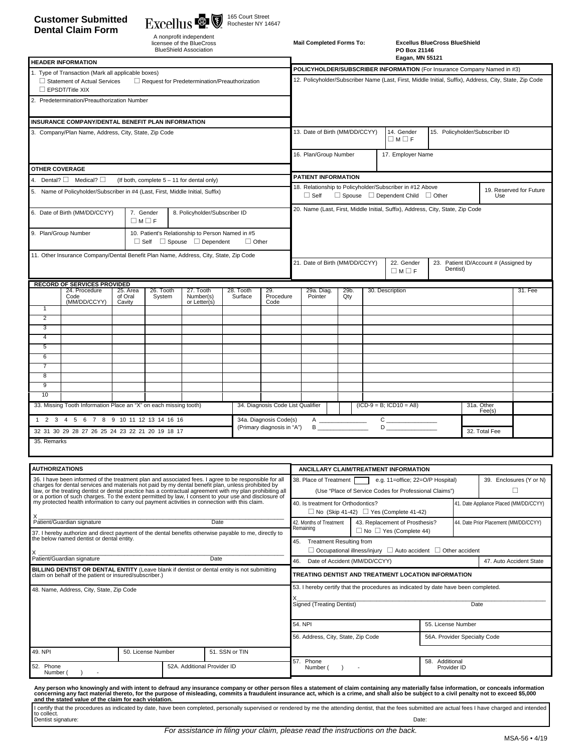# Customer Submitted Dental Claim Form

Excellus BlueCross BlueShield
165 Court Street
Rochester NY 14647

A nonprofit independent licensee of the BlueCross BlueShield Association

**Mail Completed Forms To:** **Excellus BlueCross BlueShield PO Box 21146 Eagan, MN 55121**

## HEADER INFORMATION

1. Type of Transaction (Mark all applicable boxes)
   ☐ Statement of Actual Services ☐ Request for Predetermination/Preauthorization
   ☐ EPSDT/Title XIX
2. Predetermination/Preauthorization Number

## INSURANCE COMPANY/DENTAL BENEFIT PLAN INFORMATION

3. Company/Plan Name, Address, City, State, Zip Code

## OTHER COVERAGE

4. Dental? ☐ Medical? ☐ (If both, complete 5 – 11 for dental only)
5. Name of Policyholder/Subscriber in #4 (Last, First, Middle Initial, Suffix)
6. Date of Birth (MM/DD/CCYY)
7. Gender ☐ M ☐ F
8. Policyholder/Subscriber ID
9. Plan/Group Number
10. Patient's Relationship to Person Named in #5 ☐ Self ☐ Spouse ☐ Dependent ☐ Other
11. Other Insurance Company/Dental Benefit Plan Name, Address, City, State, Zip Code

## POLICYHOLDER/SUBSCRIBER INFORMATION (For Insurance Company Named in #3)

12. Policyholder/Subscriber Name (Last, First, Middle Initial, Suffix), Address, City, State, Zip Code
13. Date of Birth (MM/DD/CCYY)
14. Gender ☐ M ☐ F
15. Policyholder/Subscriber ID
16. Plan/Group Number
17. Employer Name

## PATIENT INFORMATION

18. Relationship to Policyholder/Subscriber in #12 Above ☐ Self ☐ Spouse ☐ Dependent Child ☐ Other
19. Reserved for Future Use
20. Name (Last, First, Middle Initial, Suffix), Address, City, State, Zip Code
21. Date of Birth (MM/DD/CCYY)
22. Gender ☐ M ☐ F
23. Patient ID/Account # (Assigned by Dentist)

## RECORD OF SERVICES PROVIDED

| | 24. Procedure Code (MM/DD/CCYY) | 25. Area of Oral Cavity | 26. Tooth System | 27. Tooth Number(s) or Letter(s) | 28. Tooth Surface | 29. Procedure Code | 29a. Diag. Pointer | 29b. Qty | 30. Description | 31. Fee |
|---|---|---|---|---|---|---|---|---|---|---|
| 1 | | | | | | | | | | |
| 2 | | | | | | | | | | |
| 3 | | | | | | | | | | |
| 4 | | | | | | | | | | |
| 5 | | | | | | | | | | |
| 6 | | | | | | | | | | |
| 7 | | | | | | | | | | |
| 8 | | | | | | | | | | |
| 9 | | | | | | | | | | |
| 10 | | | | | | | | | | |

33. Missing Tooth Information Place an "X" on each missing tooth)

1 2 3 4 5 6 7 8 9 10 11 12 13 14 16 16

32 31 30 29 28 27 26 25 24 23 22 21 20 19 18 17

34. Diagnosis Code List Qualifier (ICD-9 = B; ICD10 = A8)

34a. Diagnosis Code(s) (Primary diagnosis in "A") A ______ B ______ C ______ D ______

31a. Other Fee(s)

32. Total Fee

35. Remarks

## AUTHORIZATIONS

36. I have been informed of the treatment plan and associated fees. I agree to be responsible for all charges for dental services and materials not paid by my dental benefit plan, unless prohibited by law, or the treating dentist or dental practice has a contractual agreement with my plan prohibiting all or a portion of such charges. To the extent permitted by law, I consent to your use and disclosure of my protected health information to carry out payment activities in connection with this claim.

X ______________________________
Patient/Guardian signature Date

37. I hereby authorize and direct payment of the dental benefits otherwise payable to me, directly to the below named dentist or dental entity.

X ______________________________
Patient/Guardian signature Date

**BILLING DENTIST OR DENTAL ENTITY** (Leave blank if dentist or dental entity is not submitting claim on behalf of the patient or insured/subscriber.)

48. Name, Address, City, State, Zip Code
49. NPI
50. License Number
51. SSN or TIN
52. Phone Number ( ) -
52A. Additional Provider ID

## ANCILLARY CLAIM/TREATMENT INFORMATION

38. Place of Treatment ☐ e.g. 11=office; 22=O/P Hospital) (Use "Place of Service Codes for Professional Claims")
39. Enclosures (Y or N) ☐
40. Is treatment for Orthodontics? ☐ No (Skip 41-42) ☐ Yes (Complete 41-42)
41. Date Appliance Placed (MM/DD/CCYY)
42. Months of Treatment Remaining
43. Replacement of Prosthesis? ☐ No ☐ Yes (Complete 44)
44. Date Prior Placement (MM/DD/CCYY)
45. Treatment Resulting from ☐ Occupational illness/injury ☐ Auto accident ☐ Other accident
46. Date of Accident (MM/DD/CCYY)
47. Auto Accident State

## TREATING DENTIST AND TREATMENT LOCATION INFORMATION

53. I hereby certify that the procedures as indicated by date have been completed.

X ______________________________
Signed (Treating Dentist) Date

54. NPI
55. License Number
56. Address, City, State, Zip Code
56A. Provider Specialty Code
57. Phone Number ( ) -
58. Additional Provider ID

**Any person who knowingly and with intent to defraud any insurance company or other person files a statement of claim containing any materially false information, or conceals information concerning any fact material thereto, for the purpose of misleading, commits a fraudulent insurance act, which is a crime, and shall also be subject to a civil penalty not to exceed $5,000 and the stated value of the claim for each violation.**

I certify that the procedures as indicated by date, have been completed, personally supervised or rendered by me the attending dentist, that the fees submitted are actual fees I have charged and intended to collect.

Dentist signature: Date:

*For assistance in filing your claim, please read the instructions on the back.*

MSA-56 • 4/19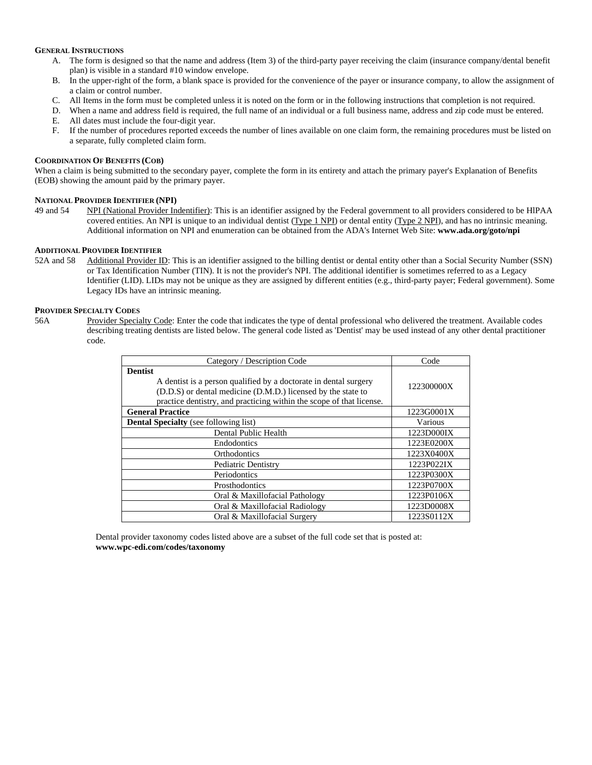### General Instructions

A. The form is designed so that the name and address (Item 3) of the third-party payer receiving the claim (insurance company/dental benefit plan) is visible in a standard #10 window envelope.
B. In the upper-right of the form, a blank space is provided for the convenience of the payer or insurance company, to allow the assignment of a claim or control number.
C. All Items in the form must be completed unless it is noted on the form or in the following instructions that completion is not required.
D. When a name and address field is required, the full name of an individual or a full business name, address and zip code must be entered.
E. All dates must include the four-digit year.
F. If the number of procedures reported exceeds the number of lines available on one claim form, the remaining procedures must be listed on a separate, fully completed claim form.

### Coordination Of Benefits (COB)

When a claim is being submitted to the secondary payer, complete the form in its entirety and attach the primary payer's Explanation of Benefits (EOB) showing the amount paid by the primary payer.

### National Provider Identifier (NPI)

49 and 54 NPI (National Provider Indentifier): This is an identifier assigned by the Federal government to all providers considered to be HIPAA covered entities. An NPI is unique to an individual dentist (Type 1 NPI) or dental entity (Type 2 NPI), and has no intrinsic meaning. Additional information on NPI and enumeration can be obtained from the ADA's Internet Web Site: **www.ada.org/goto/npi**

### Additional Provider Identifier

52A and 58 Additional Provider ID: This is an identifier assigned to the billing dentist or dental entity other than a Social Security Number (SSN) or Tax Identification Number (TIN). It is not the provider's NPI. The additional identifier is sometimes referred to as a Legacy Identifier (LID). LIDs may not be unique as they are assigned by different entities (e.g., third-party payer; Federal government). Some Legacy IDs have an intrinsic meaning.

### Provider Specialty Codes

56A Provider Specialty Code: Enter the code that indicates the type of dental professional who delivered the treatment. Available codes describing treating dentists are listed below. The general code listed as 'Dentist' may be used instead of any other dental practitioner code.

| Category / Description Code | Code |
|---|---|
| **Dentist**<br>A dentist is a person qualified by a doctorate in dental surgery (D.D.S) or dental medicine (D.M.D.) licensed by the state to practice dentistry, and practicing within the scope of that license. | 122300000X |
| **General Practice** | 1223G0001X |
| **Dental Specialty** (see following list) | Various |
| Dental Public Health | 1223D000IX |
| Endodontics | 1223E0200X |
| Orthodontics | 1223X0400X |
| Pediatric Dentistry | 1223P022IX |
| Periodontics | 1223P0300X |
| Prosthodontics | 1223P0700X |
| Oral & Maxillofacial Pathology | 1223P0106X |
| Oral & Maxillofacial Radiology | 1223D0008X |
| Oral & Maxillofacial Surgery | 1223S0112X |

Dental provider taxonomy codes listed above are a subset of the full code set that is posted at:
**www.wpc-edi.com/codes/taxonomy**